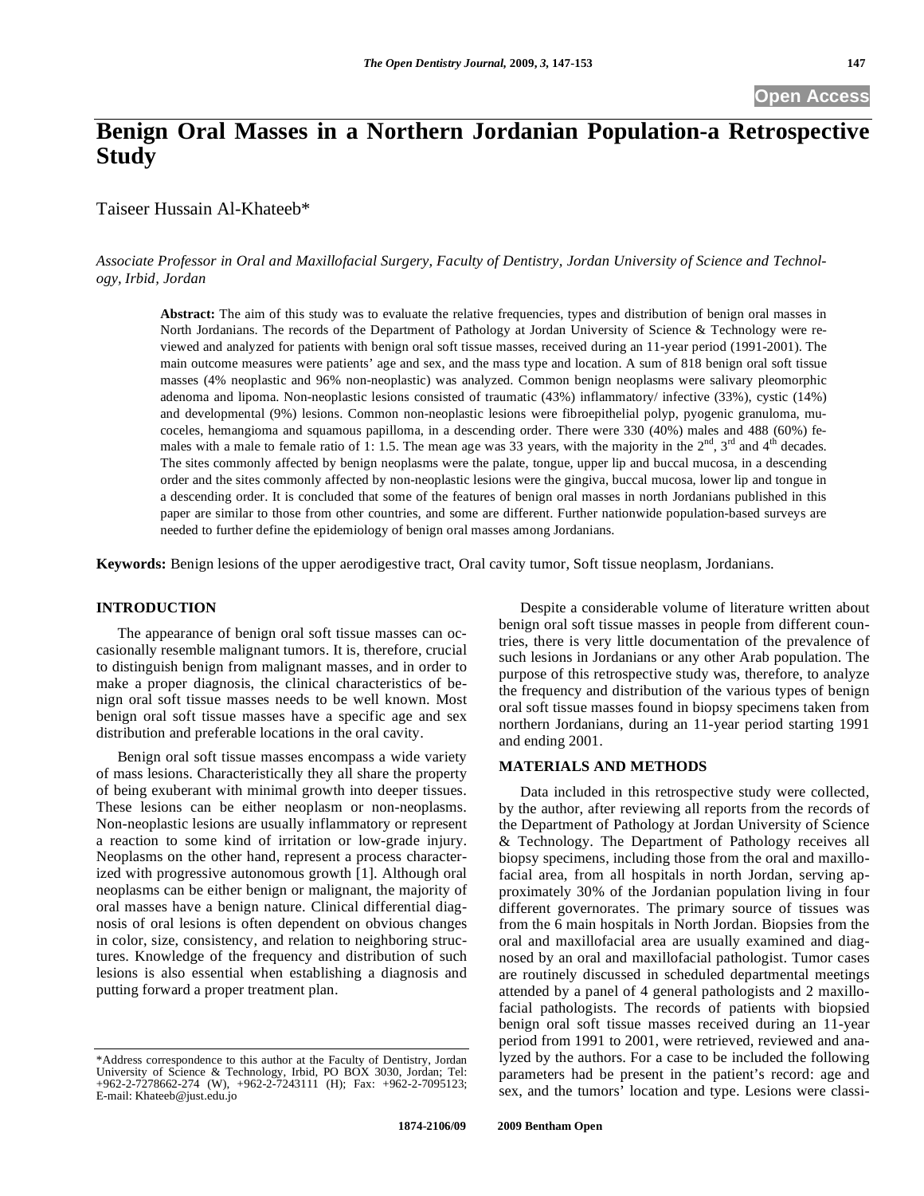# Benign Oral Masses in a Northern Jordanian Population-a Retrospective Study

Taiseer Hussain Al-Khateeb*

*Associate Professor in Oral and Maxillofacial Surgery, Faculty of Dentistry, Jordan University of Science and Technology, Irbid, Jordan*

**Abstract:** The aim of this study was to evaluate the relative frequencies, types and distribution of benign oral masses in North Jordanians. The records of the Department of Pathology at Jordan University of Science & Technology were reviewed and analyzed for patients with benign oral soft tissue masses, received during an 11-year period (1991-2001). The main outcome measures were patients' age and sex, and the mass type and location. A sum of 818 benign oral soft tissue masses (4% neoplastic and 96% non-neoplastic) was analyzed. Common benign neoplasms were salivary pleomorphic adenoma and lipoma. Non-neoplastic lesions consisted of traumatic (43%) inflammatory/ infective (33%), cystic (14%) and developmental (9%) lesions. Common non-neoplastic lesions were fibroepithelial polyp, pyogenic granuloma, mucoceles, hemangioma and squamous papilloma, in a descending order. There were 330 (40%) males and 488 (60%) females with a male to female ratio of 1: 1.5. The mean age was 33 years, with the majority in the 2nd, 3rd and 4th decades. The sites commonly affected by benign neoplasms were the palate, tongue, upper lip and buccal mucosa, in a descending order and the sites commonly affected by non-neoplastic lesions were the gingiva, buccal mucosa, lower lip and tongue in a descending order. It is concluded that some of the features of benign oral masses in north Jordanians published in this paper are similar to those from other countries, and some are different. Further nationwide population-based surveys are needed to further define the epidemiology of benign oral masses among Jordanians.

**Keywords:** Benign lesions of the upper aerodigestive tract, Oral cavity tumor, Soft tissue neoplasm, Jordanians.

## INTRODUCTION

The appearance of benign oral soft tissue masses can occasionally resemble malignant tumors. It is, therefore, crucial to distinguish benign from malignant masses, and in order to make a proper diagnosis, the clinical characteristics of benign oral soft tissue masses needs to be well known. Most benign oral soft tissue masses have a specific age and sex distribution and preferable locations in the oral cavity.

Benign oral soft tissue masses encompass a wide variety of mass lesions. Characteristically they all share the property of being exuberant with minimal growth into deeper tissues. These lesions can be either neoplasm or non-neoplasms. Non-neoplastic lesions are usually inflammatory or represent a reaction to some kind of irritation or low-grade injury. Neoplasms on the other hand, represent a process characterized with progressive autonomous growth [1]. Although oral neoplasms can be either benign or malignant, the majority of oral masses have a benign nature. Clinical differential diagnosis of oral lesions is often dependent on obvious changes in color, size, consistency, and relation to neighboring structures. Knowledge of the frequency and distribution of such lesions is also essential when establishing a diagnosis and putting forward a proper treatment plan.

Despite a considerable volume of literature written about benign oral soft tissue masses in people from different countries, there is very little documentation of the prevalence of such lesions in Jordanians or any other Arab population. The purpose of this retrospective study was, therefore, to analyze the frequency and distribution of the various types of benign oral soft tissue masses found in biopsy specimens taken from northern Jordanians, during an 11-year period starting 1991 and ending 2001.

## MATERIALS AND METHODS

Data included in this retrospective study were collected, by the author, after reviewing all reports from the records of the Department of Pathology at Jordan University of Science & Technology. The Department of Pathology receives all biopsy specimens, including those from the oral and maxillofacial area, from all hospitals in north Jordan, serving approximately 30% of the Jordanian population living in four different governorates. The primary source of tissues was from the 6 main hospitals in North Jordan. Biopsies from the oral and maxillofacial area are usually examined and diagnosed by an oral and maxillofacial pathologist. Tumor cases are routinely discussed in scheduled departmental meetings attended by a panel of 4 general pathologists and 2 maxillofacial pathologists. The records of patients with biopsied benign oral soft tissue masses received during an 11-year period from 1991 to 2001, were retrieved, reviewed and analyzed by the authors. For a case to be included the following parameters had be present in the patient's record: age and sex, and the tumors' location and type. Lesions were classi-

*Address correspondence to this author at the Faculty of Dentistry, Jordan University of Science & Technology, Irbid, PO BOX 3030, Jordan; Tel: +962-2-7278662-274 (W), +962-2-7243111 (H); Fax: +962-2-7095123; E-mail: Khateeb@just.edu.jo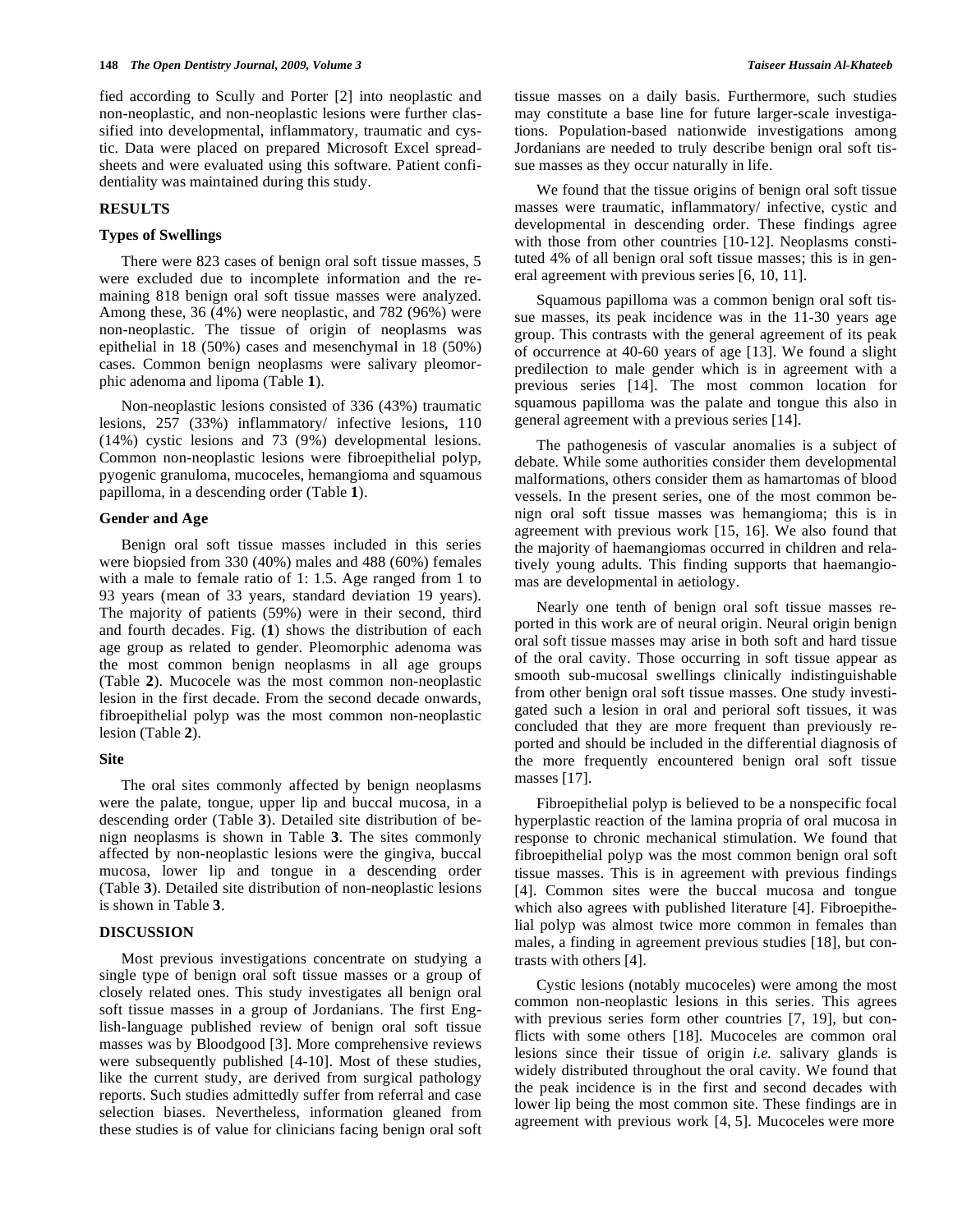fied according to Scully and Porter [2] into neoplastic and non-neoplastic, and non-neoplastic lesions were further classified into developmental, inflammatory, traumatic and cystic. Data were placed on prepared Microsoft Excel spreadsheets and were evaluated using this software. Patient confidentiality was maintained during this study.

## RESULTS

### Types of Swellings

There were 823 cases of benign oral soft tissue masses, 5 were excluded due to incomplete information and the remaining 818 benign oral soft tissue masses were analyzed. Among these, 36 (4%) were neoplastic, and 782 (96%) were non-neoplastic. The tissue of origin of neoplasms was epithelial in 18 (50%) cases and mesenchymal in 18 (50%) cases. Common benign neoplasms were salivary pleomorphic adenoma and lipoma (Table **1**).

Non-neoplastic lesions consisted of 336 (43%) traumatic lesions, 257 (33%) inflammatory/ infective lesions, 110 (14%) cystic lesions and 73 (9%) developmental lesions. Common non-neoplastic lesions were fibroepithelial polyp, pyogenic granuloma, mucoceles, hemangioma and squamous papilloma, in a descending order (Table **1**).

### Gender and Age

Benign oral soft tissue masses included in this series were biopsied from 330 (40%) males and 488 (60%) females with a male to female ratio of 1: 1.5. Age ranged from 1 to 93 years (mean of 33 years, standard deviation 19 years). The majority of patients (59%) were in their second, third and fourth decades. Fig. (**1**) shows the distribution of each age group as related to gender. Pleomorphic adenoma was the most common benign neoplasms in all age groups (Table **2**). Mucocele was the most common non-neoplastic lesion in the first decade. From the second decade onwards, fibroepithelial polyp was the most common non-neoplastic lesion (Table **2**).

### Site

The oral sites commonly affected by benign neoplasms were the palate, tongue, upper lip and buccal mucosa, in a descending order (Table **3**). Detailed site distribution of benign neoplasms is shown in Table **3**. The sites commonly affected by non-neoplastic lesions were the gingiva, buccal mucosa, lower lip and tongue in a descending order (Table **3**). Detailed site distribution of non-neoplastic lesions is shown in Table **3**.

## DISCUSSION

Most previous investigations concentrate on studying a single type of benign oral soft tissue masses or a group of closely related ones. This study investigates all benign oral soft tissue masses in a group of Jordanians. The first English-language published review of benign oral soft tissue masses was by Bloodgood [3]. More comprehensive reviews were subsequently published [4-10]. Most of these studies, like the current study, are derived from surgical pathology reports. Such studies admittedly suffer from referral and case selection biases. Nevertheless, information gleaned from these studies is of value for clinicians facing benign oral soft tissue masses on a daily basis. Furthermore, such studies may constitute a base line for future larger-scale investigations. Population-based nationwide investigations among Jordanians are needed to truly describe benign oral soft tissue masses as they occur naturally in life.

We found that the tissue origins of benign oral soft tissue masses were traumatic, inflammatory/ infective, cystic and developmental in descending order. These findings agree with those from other countries [10-12]. Neoplasms constituted 4% of all benign oral soft tissue masses; this is in general agreement with previous series [6, 10, 11].

Squamous papilloma was a common benign oral soft tissue masses, its peak incidence was in the 11-30 years age group. This contrasts with the general agreement of its peak of occurrence at 40-60 years of age [13]. We found a slight predilection to male gender which is in agreement with a previous series [14]. The most common location for squamous papilloma was the palate and tongue this also in general agreement with a previous series [14].

The pathogenesis of vascular anomalies is a subject of debate. While some authorities consider them developmental malformations, others consider them as hamartomas of blood vessels. In the present series, one of the most common benign oral soft tissue masses was hemangioma; this is in agreement with previous work [15, 16]. We also found that the majority of haemangiomas occurred in children and relatively young adults. This finding supports that haemangiomas are developmental in aetiology.

Nearly one tenth of benign oral soft tissue masses reported in this work are of neural origin. Neural origin benign oral soft tissue masses may arise in both soft and hard tissue of the oral cavity. Those occurring in soft tissue appear as smooth sub-mucosal swellings clinically indistinguishable from other benign oral soft tissue masses. One study investigated such a lesion in oral and perioral soft tissues, it was concluded that they are more frequent than previously reported and should be included in the differential diagnosis of the more frequently encountered benign oral soft tissue masses [17].

Fibroepithelial polyp is believed to be a nonspecific focal hyperplastic reaction of the lamina propria of oral mucosa in response to chronic mechanical stimulation. We found that fibroepithelial polyp was the most common benign oral soft tissue masses. This is in agreement with previous findings [4]. Common sites were the buccal mucosa and tongue which also agrees with published literature [4]. Fibroepithelial polyp was almost twice more common in females than males, a finding in agreement previous studies [18], but contrasts with others [4].

Cystic lesions (notably mucoceles) were among the most common non-neoplastic lesions in this series. This agrees with previous series form other countries [7, 19], but conflicts with some others [18]. Mucoceles are common oral lesions since their tissue of origin *i.e.* salivary glands is widely distributed throughout the oral cavity. We found that the peak incidence is in the first and second decades with lower lip being the most common site. These findings are in agreement with previous work [4, 5]. Mucoceles were more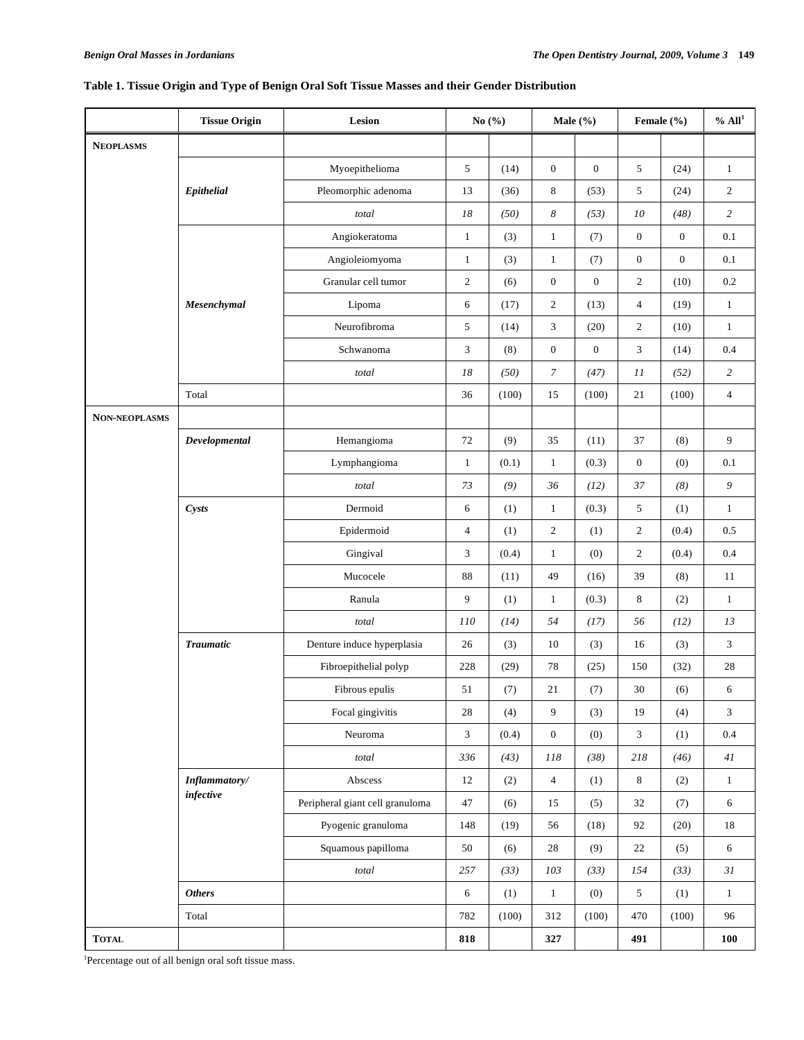**Table 1. Tissue Origin and Type of Benign Oral Soft Tissue Masses and their Gender Distribution**

| | Tissue Origin | Lesion | No (%) | | Male (%) | | Female (%) | | % All[1] |
|---|---|---|---|---|---|---|---|---|---|
| **NEOPLASMS** | | | | | | | | | |
| | ***Epithelial*** | Myoepithelioma | 5 | (14) | 0 | 0 | 5 | (24) | 1 |
| | | Pleomorphic adenoma | 13 | (36) | 8 | (53) | 5 | (24) | 2 |
| | | *total* | *18* | *(50)* | *8* | *(53)* | *10* | *(48)* | *2* |
| | ***Mesenchymal*** | Angiokeratoma | 1 | (3) | 1 | (7) | 0 | 0 | 0.1 |
| | | Angioleiomyoma | 1 | (3) | 1 | (7) | 0 | 0 | 0.1 |
| | | Granular cell tumor | 2 | (6) | 0 | 0 | 2 | (10) | 0.2 |
| | | Lipoma | 6 | (17) | 2 | (13) | 4 | (19) | 1 |
| | | Neurofibroma | 5 | (14) | 3 | (20) | 2 | (10) | 1 |
| | | Schwanoma | 3 | (8) | 0 | 0 | 3 | (14) | 0.4 |
| | | *total* | *18* | *(50)* | *7* | *(47)* | *11* | *(52)* | *2* |
| | Total | | 36 | (100) | 15 | (100) | 21 | (100) | 4 |
| **NON-NEOPLASMS** | | | | | | | | | |
| | ***Developmental*** | Hemangioma | 72 | (9) | 35 | (11) | 37 | (8) | 9 |
| | | Lymphangioma | 1 | (0.1) | 1 | (0.3) | 0 | (0) | 0.1 |
| | | *total* | *73* | *(9)* | *36* | *(12)* | *37* | *(8)* | *9* |
| | ***Cysts*** | Dermoid | 6 | (1) | 1 | (0.3) | 5 | (1) | 1 |
| | | Epidermoid | 4 | (1) | 2 | (1) | 2 | (0.4) | 0.5 |
| | | Gingival | 3 | (0.4) | 1 | (0) | 2 | (0.4) | 0.4 |
| | | Mucocele | 88 | (11) | 49 | (16) | 39 | (8) | 11 |
| | | Ranula | 9 | (1) | 1 | (0.3) | 8 | (2) | 1 |
| | | *total* | *110* | *(14)* | *54* | *(17)* | *56* | *(12)* | *13* |
| | ***Traumatic*** | Denture induce hyperplasia | 26 | (3) | 10 | (3) | 16 | (3) | 3 |
| | | Fibroepithelial polyp | 228 | (29) | 78 | (25) | 150 | (32) | 28 |
| | | Fibrous epulis | 51 | (7) | 21 | (7) | 30 | (6) | 6 |
| | | Focal gingivitis | 28 | (4) | 9 | (3) | 19 | (4) | 3 |
| | | Neuroma | 3 | (0.4) | 0 | (0) | 3 | (1) | 0.4 |
| | | *total* | *336* | *(43)* | *118* | *(38)* | *218* | *(46)* | *41* |
| | ***Inflammatory/ infective*** | Abscess | 12 | (2) | 4 | (1) | 8 | (2) | 1 |
| | | Peripheral giant cell granuloma | 47 | (6) | 15 | (5) | 32 | (7) | 6 |
| | | Pyogenic granuloma | 148 | (19) | 56 | (18) | 92 | (20) | 18 |
| | | Squamous papilloma | 50 | (6) | 28 | (9) | 22 | (5) | 6 |
| | | *total* | *257* | *(33)* | *103* | *(33)* | *154* | *(33)* | *31* |
| | ***Others*** | | 6 | (1) | 1 | (0) | 5 | (1) | 1 |
| | Total | | 782 | (100) | 312 | (100) | 470 | (100) | 96 |
| **TOTAL** | | | **818** | | **327** | | **491** | | **100** |

[1]Percentage out of all benign oral soft tissue mass.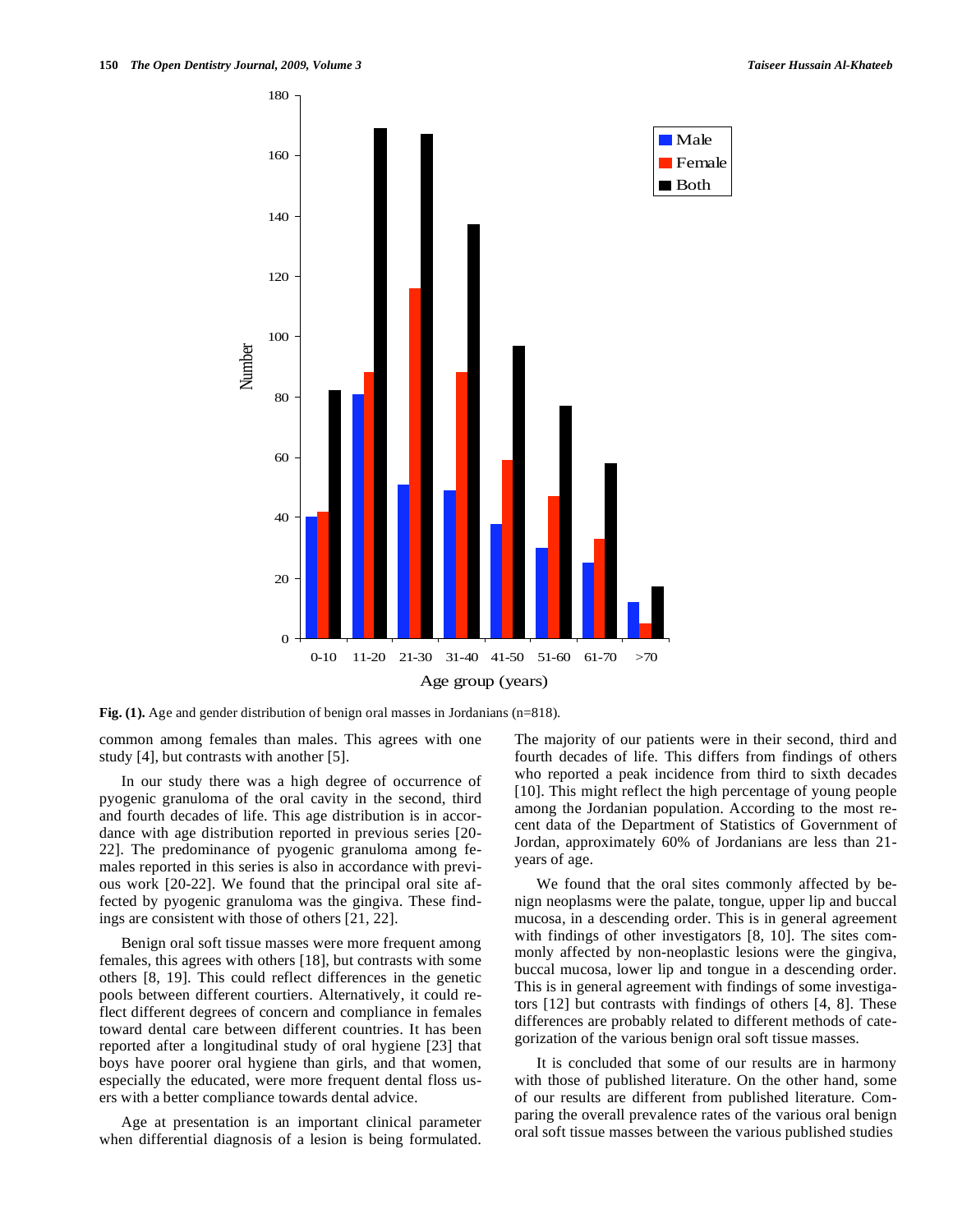Fig. (1). Age and gender distribution of benign oral masses in Jordanians (n=818).

common among females than males. This agrees with one study [4], but contrasts with another [5].

In our study there was a high degree of occurrence of pyogenic granuloma of the oral cavity in the second, third and fourth decades of life. This age distribution is in accordance with age distribution reported in previous series [20-22]. The predominance of pyogenic granuloma among females reported in this series is also in accordance with previous work [20-22]. We found that the principal oral site affected by pyogenic granuloma was the gingiva. These findings are consistent with those of others [21, 22].

Benign oral soft tissue masses were more frequent among females, this agrees with others [18], but contrasts with some others [8, 19]. This could reflect differences in the genetic pools between different courtiers. Alternatively, it could reflect different degrees of concern and compliance in females toward dental care between different countries. It has been reported after a longitudinal study of oral hygiene [23] that boys have poorer oral hygiene than girls, and that women, especially the educated, were more frequent dental floss users with a better compliance towards dental advice.

Age at presentation is an important clinical parameter when differential diagnosis of a lesion is being formulated. The majority of our patients were in their second, third and fourth decades of life. This differs from findings of others who reported a peak incidence from third to sixth decades [10]. This might reflect the high percentage of young people among the Jordanian population. According to the most recent data of the Department of Statistics of Government of Jordan, approximately 60% of Jordanians are less than 21-years of age.

We found that the oral sites commonly affected by benign neoplasms were the palate, tongue, upper lip and buccal mucosa, in a descending order. This is in general agreement with findings of other investigators [8, 10]. The sites commonly affected by non-neoplastic lesions were the gingiva, buccal mucosa, lower lip and tongue in a descending order. This is in general agreement with findings of some investigators [12] but contrasts with findings of others [4, 8]. These differences are probably related to different methods of categorization of the various benign oral soft tissue masses.

It is concluded that some of our results are in harmony with those of published literature. On the other hand, some of our results are different from published literature. Comparing the overall prevalence rates of the various oral benign oral soft tissue masses between the various published studies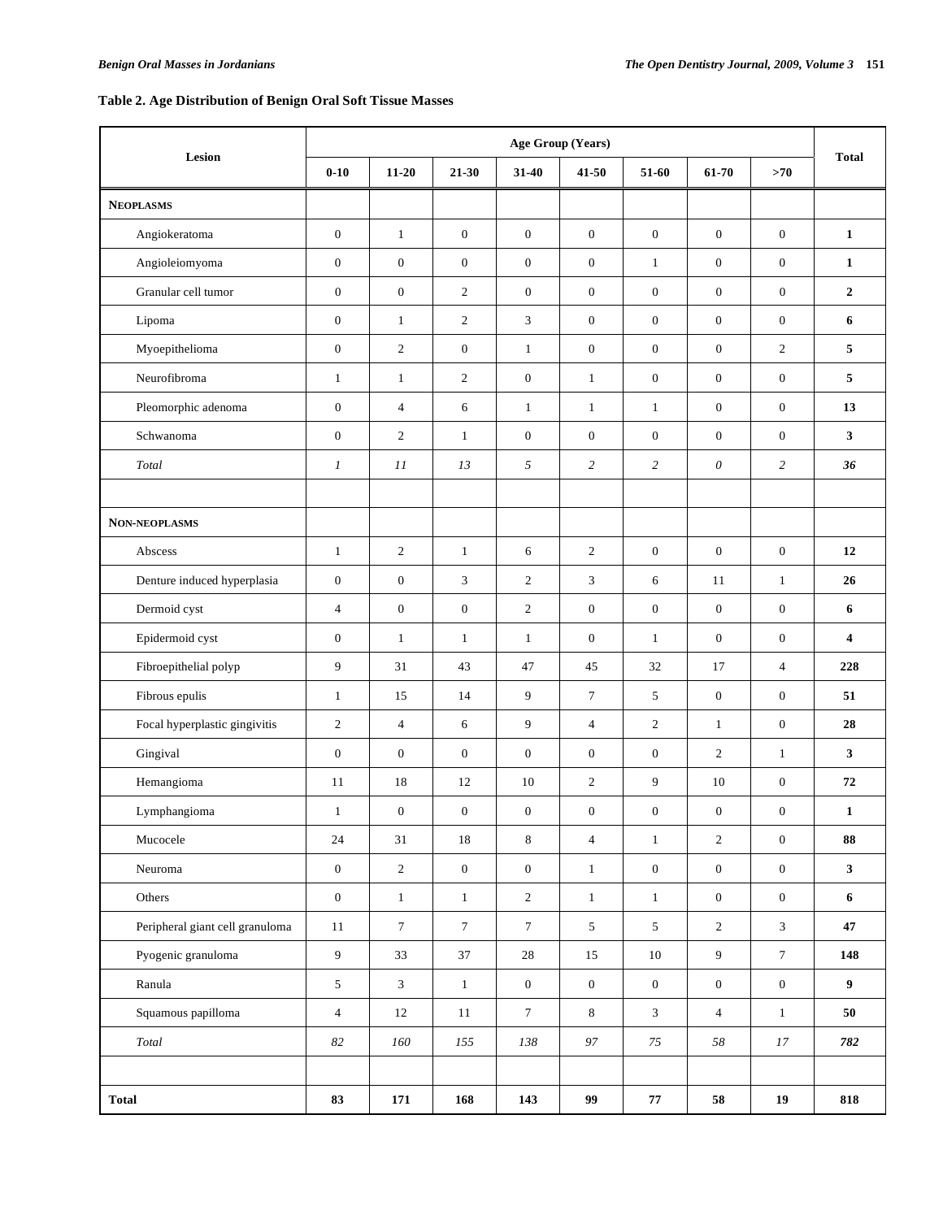**Table 2. Age Distribution of Benign Oral Soft Tissue Masses**

| Lesion | Age Group (Years) | | | | | | | | Total |
|---|---|---|---|---|---|---|---|---|---|
| | 0-10 | 11-20 | 21-30 | 31-40 | 41-50 | 51-60 | 61-70 | >70 | |
| **NEOPLASMS** | | | | | | | | | |
| Angiokeratoma | 0 | 1 | 0 | 0 | 0 | 0 | 0 | 0 | **1** |
| Angioleiomyoma | 0 | 0 | 0 | 0 | 0 | 1 | 0 | 0 | **1** |
| Granular cell tumor | 0 | 0 | 2 | 0 | 0 | 0 | 0 | 0 | **2** |
| Lipoma | 0 | 1 | 2 | 3 | 0 | 0 | 0 | 0 | **6** |
| Myoepithelioma | 0 | 2 | 0 | 1 | 0 | 0 | 0 | 2 | **5** |
| Neurofibroma | 1 | 1 | 2 | 0 | 1 | 0 | 0 | 0 | **5** |
| Pleomorphic adenoma | 0 | 4 | 6 | 1 | 1 | 1 | 0 | 0 | **13** |
| Schwanoma | 0 | 2 | 1 | 0 | 0 | 0 | 0 | 0 | **3** |
| *Total* | *1* | *11* | *13* | *5* | *2* | *2* | *0* | *2* | ***36*** |
| | | | | | | | | | |
| **NON-NEOPLASMS** | | | | | | | | | |
| Abscess | 1 | 2 | 1 | 6 | 2 | 0 | 0 | 0 | **12** |
| Denture induced hyperplasia | 0 | 0 | 3 | 2 | 3 | 6 | 11 | 1 | **26** |
| Dermoid cyst | 4 | 0 | 0 | 2 | 0 | 0 | 0 | 0 | **6** |
| Epidermoid cyst | 0 | 1 | 1 | 1 | 0 | 1 | 0 | 0 | **4** |
| Fibroepithelial polyp | 9 | 31 | 43 | 47 | 45 | 32 | 17 | 4 | **228** |
| Fibrous epulis | 1 | 15 | 14 | 9 | 7 | 5 | 0 | 0 | **51** |
| Focal hyperplastic gingivitis | 2 | 4 | 6 | 9 | 4 | 2 | 1 | 0 | **28** |
| Gingival | 0 | 0 | 0 | 0 | 0 | 0 | 2 | 1 | **3** |
| Hemangioma | 11 | 18 | 12 | 10 | 2 | 9 | 10 | 0 | **72** |
| Lymphangioma | 1 | 0 | 0 | 0 | 0 | 0 | 0 | 0 | **1** |
| Mucocele | 24 | 31 | 18 | 8 | 4 | 1 | 2 | 0 | **88** |
| Neuroma | 0 | 2 | 0 | 0 | 1 | 0 | 0 | 0 | **3** |
| Others | 0 | 1 | 1 | 2 | 1 | 1 | 0 | 0 | **6** |
| Peripheral giant cell granuloma | 11 | 7 | 7 | 7 | 5 | 5 | 2 | 3 | **47** |
| Pyogenic granuloma | 9 | 33 | 37 | 28 | 15 | 10 | 9 | 7 | **148** |
| Ranula | 5 | 3 | 1 | 0 | 0 | 0 | 0 | 0 | **9** |
| Squamous papilloma | 4 | 12 | 11 | 7 | 8 | 3 | 4 | 1 | **50** |
| *Total* | *82* | *160* | *155* | *138* | *97* | *75* | *58* | *17* | ***782*** |
| | | | | | | | | | |
| **Total** | **83** | **171** | **168** | **143** | **99** | **77** | **58** | **19** | **818** |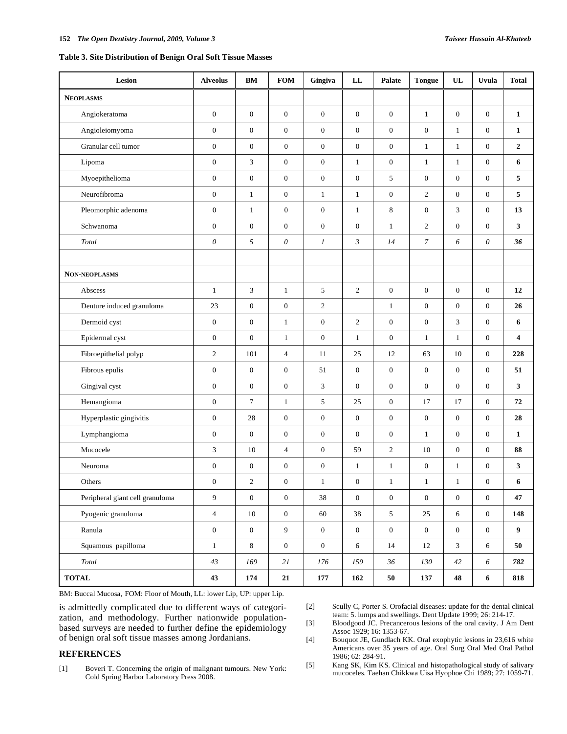**Table 3. Site Distribution of Benign Oral Soft Tissue Masses**

| Lesion | Alveolus | BM | FOM | Gingiva | LL | Palate | Tongue | UL | Uvula | Total |
|---|---|---|---|---|---|---|---|---|---|---|
| **NEOPLASMS** | | | | | | | | | | |
| Angiokeratoma | 0 | 0 | 0 | 0 | 0 | 0 | 1 | 0 | 0 | **1** |
| Angioleiomyoma | 0 | 0 | 0 | 0 | 0 | 0 | 0 | 1 | 0 | **1** |
| Granular cell tumor | 0 | 0 | 0 | 0 | 0 | 0 | 1 | 1 | 0 | **2** |
| Lipoma | 0 | 3 | 0 | 0 | 1 | 0 | 1 | 1 | 0 | **6** |
| Myoepithelioma | 0 | 0 | 0 | 0 | 0 | 5 | 0 | 0 | 0 | **5** |
| Neurofibroma | 0 | 1 | 0 | 1 | 1 | 0 | 2 | 0 | 0 | **5** |
| Pleomorphic adenoma | 0 | 1 | 0 | 0 | 1 | 8 | 0 | 3 | 0 | **13** |
| Schwanoma | 0 | 0 | 0 | 0 | 0 | 1 | 2 | 0 | 0 | **3** |
| *Total* | *0* | *5* | *0* | *1* | *3* | *14* | *7* | *6* | *0* | ***36*** |
| | | | | | | | | | | |
| **NON-NEOPLASMS** | | | | | | | | | | |
| Abscess | 1 | 3 | 1 | 5 | 2 | 0 | 0 | 0 | 0 | **12** |
| Denture induced granuloma | 23 | 0 | 0 | 2 | | 1 | 0 | 0 | 0 | **26** |
| Dermoid cyst | 0 | 0 | 1 | 0 | 2 | 0 | 0 | 3 | 0 | **6** |
| Epidermal cyst | 0 | 0 | 1 | 0 | 1 | 0 | 1 | 1 | 0 | **4** |
| Fibroepithelial polyp | 2 | 101 | 4 | 11 | 25 | 12 | 63 | 10 | 0 | **228** |
| Fibrous epulis | 0 | 0 | 0 | 51 | 0 | 0 | 0 | 0 | 0 | **51** |
| Gingival cyst | 0 | 0 | 0 | 3 | 0 | 0 | 0 | 0 | 0 | **3** |
| Hemangioma | 0 | 7 | 1 | 5 | 25 | 0 | 17 | 17 | 0 | **72** |
| Hyperplastic gingivitis | 0 | 28 | 0 | 0 | 0 | 0 | 0 | 0 | 0 | **28** |
| Lymphangioma | 0 | 0 | 0 | 0 | 0 | 0 | 1 | 0 | 0 | **1** |
| Mucocele | 3 | 10 | 4 | 0 | 59 | 2 | 10 | 0 | 0 | **88** |
| Neuroma | 0 | 0 | 0 | 0 | 1 | 1 | 0 | 1 | 0 | **3** |
| Others | 0 | 2 | 0 | 1 | 0 | 1 | 1 | 1 | 0 | **6** |
| Peripheral giant cell granuloma | 9 | 0 | 0 | 38 | 0 | 0 | 0 | 0 | 0 | **47** |
| Pyogenic granuloma | 4 | 10 | 0 | 60 | 38 | 5 | 25 | 6 | 0 | **148** |
| Ranula | 0 | 0 | 9 | 0 | 0 | 0 | 0 | 0 | 0 | **9** |
| Squamous papilloma | 1 | 8 | 0 | 0 | 6 | 14 | 12 | 3 | 6 | **50** |
| *Total* | *43* | *169* | *21* | *176* | *159* | *36* | *130* | *42* | *6* | ***782*** |
| **TOTAL** | **43** | **174** | **21** | **177** | **162** | **50** | **137** | **48** | **6** | **818** |

BM: Buccal Mucosa, FOM: Floor of Mouth, LL: lower Lip, UP: upper Lip.

is admittedly complicated due to different ways of categorization, and methodology. Further nationwide population-based surveys are needed to further define the epidemiology of benign oral soft tissue masses among Jordanians.

## REFERENCES

[1] Boveri T. Concerning the origin of malignant tumours. New York: Cold Spring Harbor Laboratory Press 2008.

[2] Scully C, Porter S. Orofacial diseases: update for the dental clinical team: 5. lumps and swellings. Dent Update 1999; 26: 214-17.

[3] Bloodgood JC. Precancerous lesions of the oral cavity. J Am Dent Assoc 1929; 16: 1353-67.

[4] Bouquot JE, Gundlach KK. Oral exophytic lesions in 23,616 white Americans over 35 years of age. Oral Surg Oral Med Oral Pathol 1986; 62: 284-91.

[5] Kang SK, Kim KS. Clinical and histopathological study of salivary mucoceles. Taehan Chikkwa Uisa Hyophoe Chi 1989; 27: 1059-71.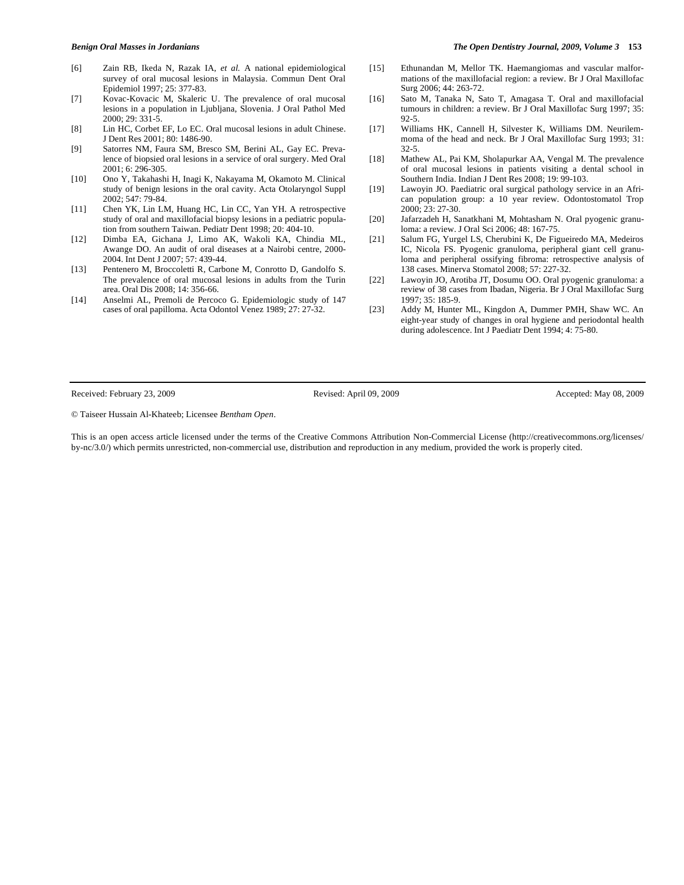[6] Zain RB, Ikeda N, Razak IA, *et al.* A national epidemiological survey of oral mucosal lesions in Malaysia. Commun Dent Oral Epidemiol 1997; 25: 377-83.

[7] Kovac-Kovacic M, Skaleric U. The prevalence of oral mucosal lesions in a population in Ljubljana, Slovenia. J Oral Pathol Med 2000; 29: 331-5.

[8] Lin HC, Corbet EF, Lo EC. Oral mucosal lesions in adult Chinese. J Dent Res 2001; 80: 1486-90.

[9] Satorres NM, Faura SM, Bresco SM, Berini AL, Gay EC. Prevalence of biopsied oral lesions in a service of oral surgery. Med Oral 2001; 6: 296-305.

[10] Ono Y, Takahashi H, Inagi K, Nakayama M, Okamoto M. Clinical study of benign lesions in the oral cavity. Acta Otolaryngol Suppl 2002; 547: 79-84.

[11] Chen YK, Lin LM, Huang HC, Lin CC, Yan YH. A retrospective study of oral and maxillofacial biopsy lesions in a pediatric population from southern Taiwan. Pediatr Dent 1998; 20: 404-10.

[12] Dimba EA, Gichana J, Limo AK, Wakoli KA, Chindia ML, Awange DO. An audit of oral diseases at a Nairobi centre, 2000-2004. Int Dent J 2007; 57: 439-44.

[13] Pentenero M, Broccoletti R, Carbone M, Conrotto D, Gandolfo S. The prevalence of oral mucosal lesions in adults from the Turin area. Oral Dis 2008; 14: 356-66.

[14] Anselmi AL, Premoli de Percoco G. Epidemiologic study of 147 cases of oral papilloma. Acta Odontol Venez 1989; 27: 27-32.

[15] Ethunandan M, Mellor TK. Haemangiomas and vascular malformations of the maxillofacial region: a review. Br J Oral Maxillofac Surg 2006; 44: 263-72.

[16] Sato M, Tanaka N, Sato T, Amagasa T. Oral and maxillofacial tumours in children: a review. Br J Oral Maxillofac Surg 1997; 35: 92-5.

[17] Williams HK, Cannell H, Silvester K, Williams DM. Neurilemmoma of the head and neck. Br J Oral Maxillofac Surg 1993; 31: 32-5.

[18] Mathew AL, Pai KM, Sholapurkar AA, Vengal M. The prevalence of oral mucosal lesions in patients visiting a dental school in Southern India. Indian J Dent Res 2008; 19: 99-103.

[19] Lawoyin JO. Paediatric oral surgical pathology service in an African population group: a 10 year review. Odontostomatol Trop 2000; 23: 27-30.

[20] Jafarzadeh H, Sanatkhani M, Mohtasham N. Oral pyogenic granuloma: a review. J Oral Sci 2006; 48: 167-75.

[21] Salum FG, Yurgel LS, Cherubini K, De Figueiredo MA, Medeiros IC, Nicola FS. Pyogenic granuloma, peripheral giant cell granuloma and peripheral ossifying fibroma: retrospective analysis of 138 cases. Minerva Stomatol 2008; 57: 227-32.

[22] Lawoyin JO, Arotiba JT, Dosumu OO. Oral pyogenic granuloma: a review of 38 cases from Ibadan, Nigeria. Br J Oral Maxillofac Surg 1997; 35: 185-9.

[23] Addy M, Hunter ML, Kingdon A, Dummer PMH, Shaw WC. An eight-year study of changes in oral hygiene and periodontal health during adolescence. Int J Paediatr Dent 1994; 4: 75-80.

---

Received: February 23, 2009 Revised: April 09, 2009 Accepted: May 08, 2009

© Taiseer Hussain Al-Khateeb; Licensee *Bentham Open*.

This is an open access article licensed under the terms of the Creative Commons Attribution Non-Commercial License (http://creativecommons.org/licenses/by-nc/3.0/) which permits unrestricted, non-commercial use, distribution and reproduction in any medium, provided the work is properly cited.